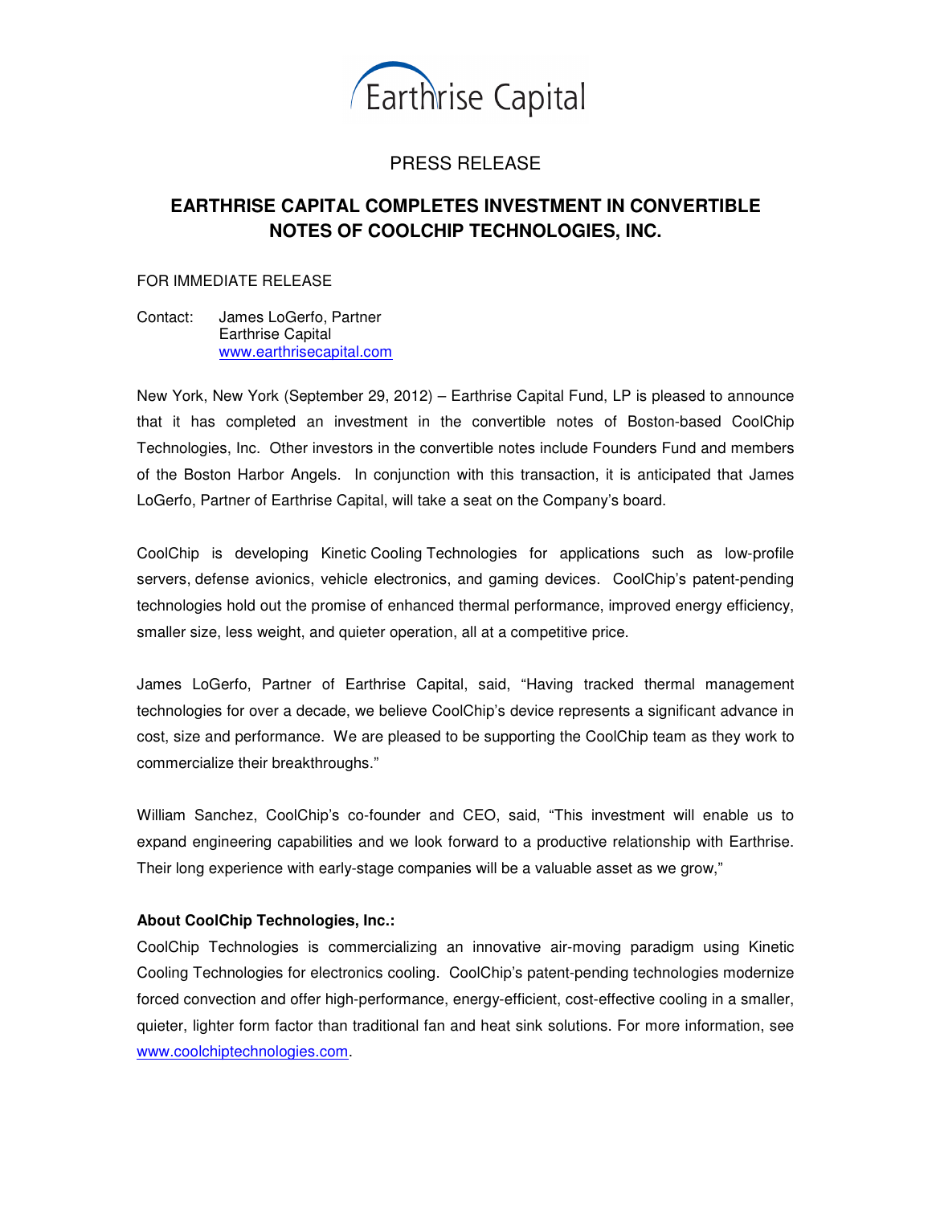Earthrise Capital

PRESS RELEASE

# EARTHRISE CAPITAL COMPLETES INVESTMENT IN CONVERTIBLE NOTES OF COOLCHIP TECHNOLOGIES, INC.

FOR IMMEDIATE RELEASE

Contact: James LoGerfo, Partner
Earthrise Capital
www.earthrisecapital.com

New York, New York (September 29, 2012) – Earthrise Capital Fund, LP is pleased to announce that it has completed an investment in the convertible notes of Boston-based CoolChip Technologies, Inc. Other investors in the convertible notes include Founders Fund and members of the Boston Harbor Angels. In conjunction with this transaction, it is anticipated that James LoGerfo, Partner of Earthrise Capital, will take a seat on the Company's board.

CoolChip is developing Kinetic Cooling Technologies for applications such as low-profile servers, defense avionics, vehicle electronics, and gaming devices. CoolChip's patent-pending technologies hold out the promise of enhanced thermal performance, improved energy efficiency, smaller size, less weight, and quieter operation, all at a competitive price.

James LoGerfo, Partner of Earthrise Capital, said, "Having tracked thermal management technologies for over a decade, we believe CoolChip's device represents a significant advance in cost, size and performance. We are pleased to be supporting the CoolChip team as they work to commercialize their breakthroughs."

William Sanchez, CoolChip's co-founder and CEO, said, "This investment will enable us to expand engineering capabilities and we look forward to a productive relationship with Earthrise. Their long experience with early-stage companies will be a valuable asset as we grow,"

**About CoolChip Technologies, Inc.:**

CoolChip Technologies is commercializing an innovative air-moving paradigm using Kinetic Cooling Technologies for electronics cooling. CoolChip's patent-pending technologies modernize forced convection and offer high-performance, energy-efficient, cost-effective cooling in a smaller, quieter, lighter form factor than traditional fan and heat sink solutions. For more information, see www.coolchiptechnologies.com.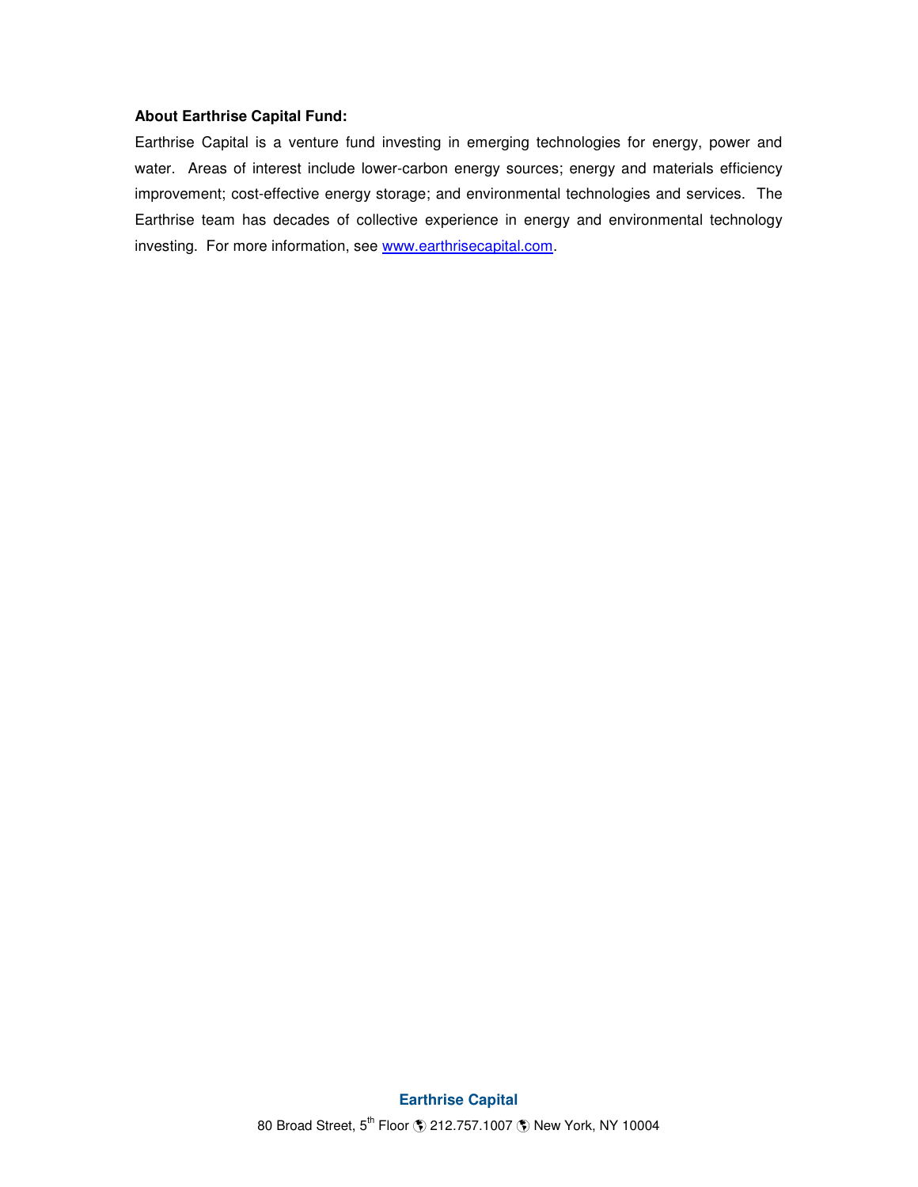**About Earthrise Capital Fund:**

Earthrise Capital is a venture fund investing in emerging technologies for energy, power and water. Areas of interest include lower-carbon energy sources; energy and materials efficiency improvement; cost-effective energy storage; and environmental technologies and services. The Earthrise team has decades of collective experience in energy and environmental technology investing. For more information, see www.earthrisecapital.com.